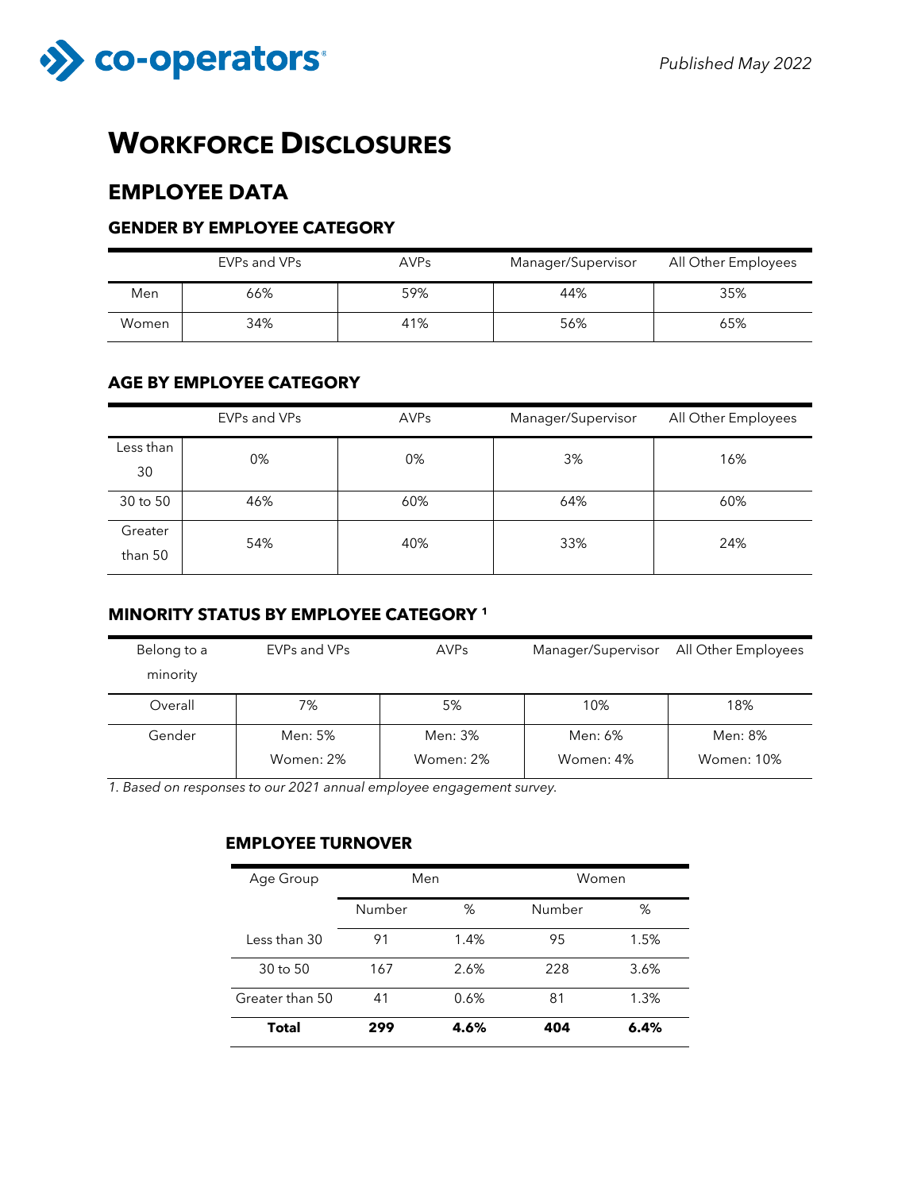Published May 2022

# Workforce Disclosures

## EMPLOYEE DATA

### GENDER BY EMPLOYEE CATEGORY

| | EVPs and VPs | AVPs | Manager/Supervisor | All Other Employees |
|---|---|---|---|---|
| Men | 66% | 59% | 44% | 35% |
| Women | 34% | 41% | 56% | 65% |

### AGE BY EMPLOYEE CATEGORY

| | EVPs and VPs | AVPs | Manager/Supervisor | All Other Employees |
|---|---|---|---|---|
| Less than 30 | 0% | 0% | 3% | 16% |
| 30 to 50 | 46% | 60% | 64% | 60% |
| Greater than 50 | 54% | 40% | 33% | 24% |

### MINORITY STATUS BY EMPLOYEE CATEGORY [1]

| Belong to a minority | EVPs and VPs | AVPs | Manager/Supervisor | All Other Employees |
|---|---|---|---|---|
| Overall | 7% | 5% | 10% | 18% |
| Gender | Men: 5%<br>Women: 2% | Men: 3%<br>Women: 2% | Men: 6%<br>Women: 4% | Men: 8%<br>Women: 10% |

*1. Based on responses to our 2021 annual employee engagement survey.*

### EMPLOYEE TURNOVER

| Age Group | Men | | Women | |
|---|---|---|---|---|
| | Number | % | Number | % |
| Less than 30 | 91 | 1.4% | 95 | 1.5% |
| 30 to 50 | 167 | 2.6% | 228 | 3.6% |
| Greater than 50 | 41 | 0.6% | 81 | 1.3% |
| **Total** | **299** | **4.6%** | **404** | **6.4%** |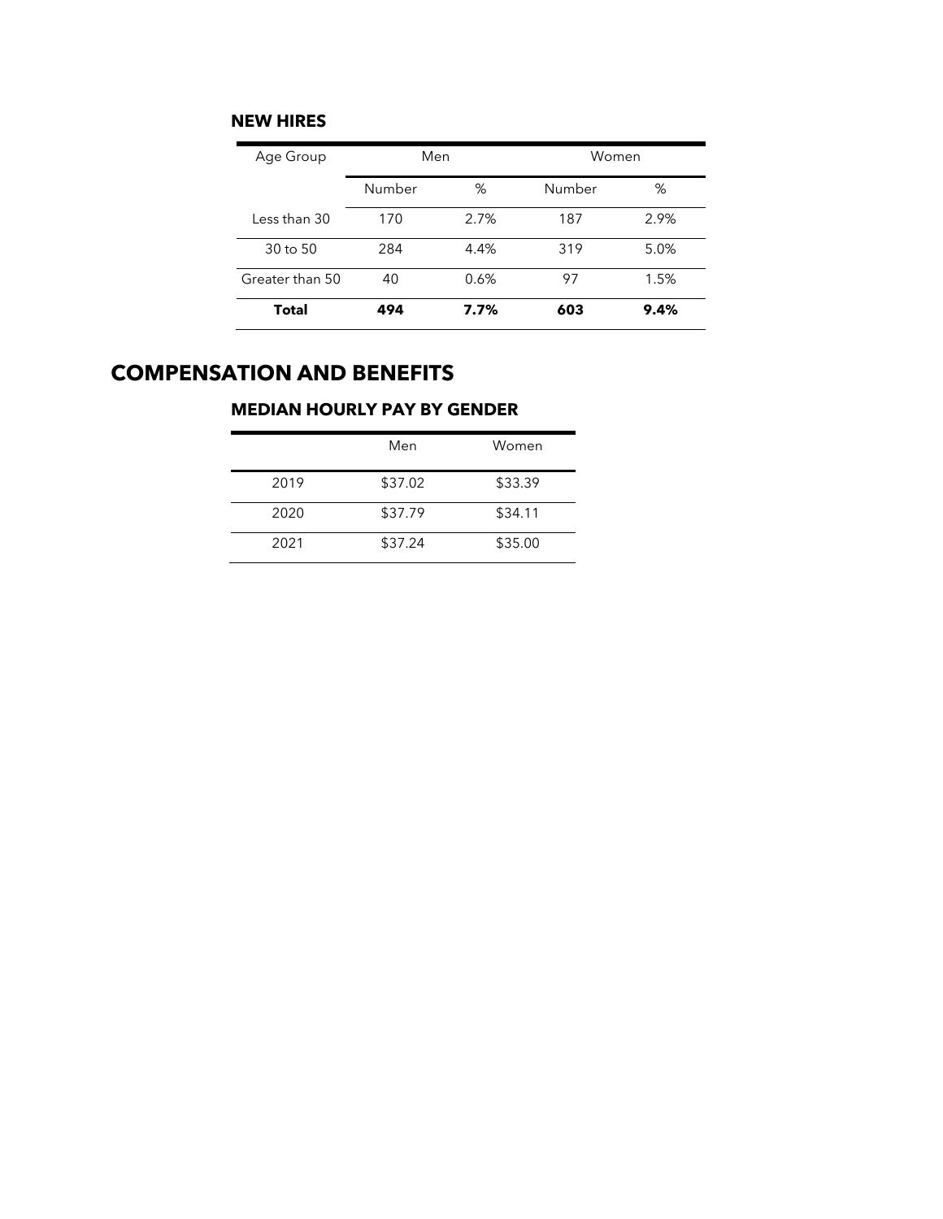### NEW HIRES

| Age Group | Men | | Women | |
|---|---|---|---|---|
| | Number | % | Number | % |
| Less than 30 | 170 | 2.7% | 187 | 2.9% |
| 30 to 50 | 284 | 4.4% | 319 | 5.0% |
| Greater than 50 | 40 | 0.6% | 97 | 1.5% |
| **Total** | **494** | **7.7%** | **603** | **9.4%** |

## COMPENSATION AND BENEFITS

### MEDIAN HOURLY PAY BY GENDER

| | Men | Women |
|---|---|---|
| 2019 | $37.02 | $33.39 |
| 2020 | $37.79 | $34.11 |
| 2021 | $37.24 | $35.00 |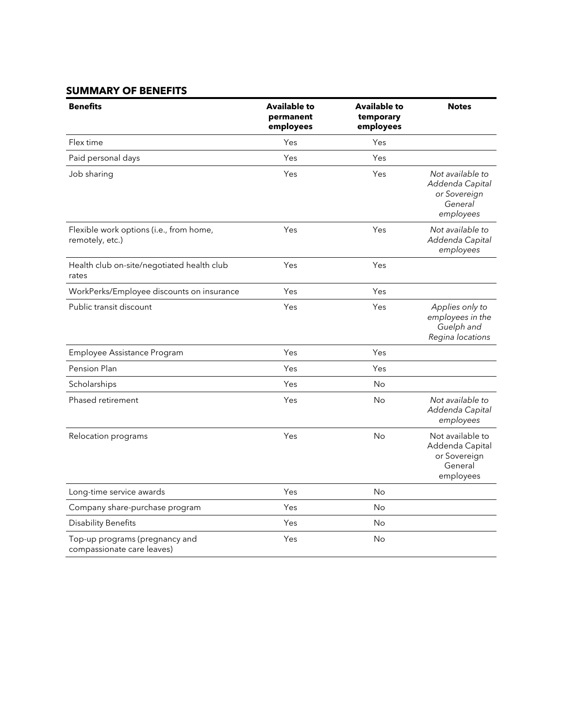## SUMMARY OF BENEFITS

| Benefits | Available to permanent employees | Available to temporary employees | Notes |
|---|---|---|---|
| Flex time | Yes | Yes | |
| Paid personal days | Yes | Yes | |
| Job sharing | Yes | Yes | *Not available to Addenda Capital or Sovereign General employees* |
| Flexible work options (i.e., from home, remotely, etc.) | Yes | Yes | *Not available to Addenda Capital employees* |
| Health club on-site/negotiated health club rates | Yes | Yes | |
| WorkPerks/Employee discounts on insurance | Yes | Yes | |
| Public transit discount | Yes | Yes | *Applies only to employees in the Guelph and Regina locations* |
| Employee Assistance Program | Yes | Yes | |
| Pension Plan | Yes | Yes | |
| Scholarships | Yes | No | |
| Phased retirement | Yes | No | *Not available to Addenda Capital employees* |
| Relocation programs | Yes | No | Not available to Addenda Capital or Sovereign General employees |
| Long-time service awards | Yes | No | |
| Company share-purchase program | Yes | No | |
| Disability Benefits | Yes | No | |
| Top-up programs (pregnancy and compassionate care leaves) | Yes | No | |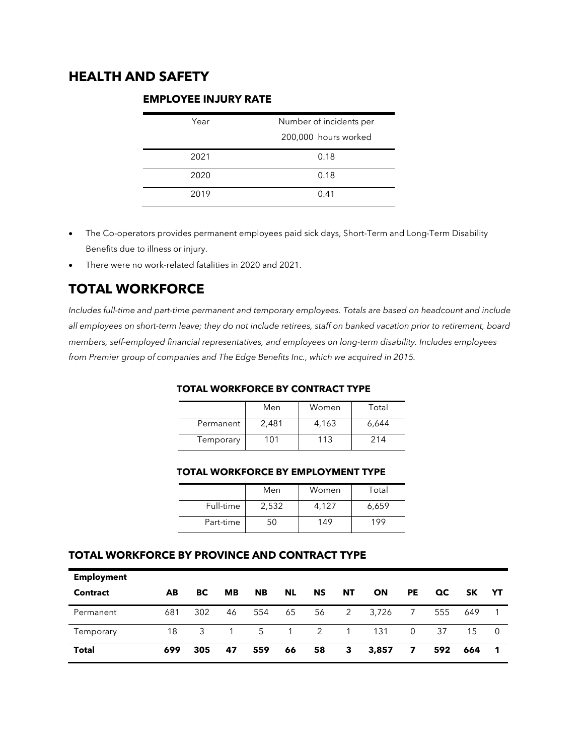## HEALTH AND SAFETY

### EMPLOYEE INJURY RATE

| Year | Number of incidents per 200,000 hours worked |
|---|---|
| 2021 | 0.18 |
| 2020 | 0.18 |
| 2019 | 0.41 |

- The Co-operators provides permanent employees paid sick days, Short-Term and Long-Term Disability Benefits due to illness or injury.
- There were no work-related fatalities in 2020 and 2021.

## TOTAL WORKFORCE

*Includes full-time and part-time permanent and temporary employees. Totals are based on headcount and include all employees on short-term leave; they do not include retirees, staff on banked vacation prior to retirement, board members, self-employed financial representatives, and employees on long-term disability. Includes employees from Premier group of companies and The Edge Benefits Inc., which we acquired in 2015.*

### TOTAL WORKFORCE BY CONTRACT TYPE

| | Men | Women | Total |
|---|---|---|---|
| Permanent | 2,481 | 4,163 | 6,644 |
| Temporary | 101 | 113 | 214 |

### TOTAL WORKFORCE BY EMPLOYMENT TYPE

| | Men | Women | Total |
|---|---|---|---|
| Full-time | 2,532 | 4,127 | 6,659 |
| Part-time | 50 | 149 | 199 |

### TOTAL WORKFORCE BY PROVINCE AND CONTRACT TYPE

| Employment Contract | AB | BC | MB | NB | NL | NS | NT | ON | PE | QC | SK | YT |
|---|---|---|---|---|---|---|---|---|---|---|---|---|
| Permanent | 681 | 302 | 46 | 554 | 65 | 56 | 2 | 3,726 | 7 | 555 | 649 | 1 |
| Temporary | 18 | 3 | 1 | 5 | 1 | 2 | 1 | 131 | 0 | 37 | 15 | 0 |
| **Total** | **699** | **305** | **47** | **559** | **66** | **58** | **3** | **3,857** | **7** | **592** | **664** | **1** |